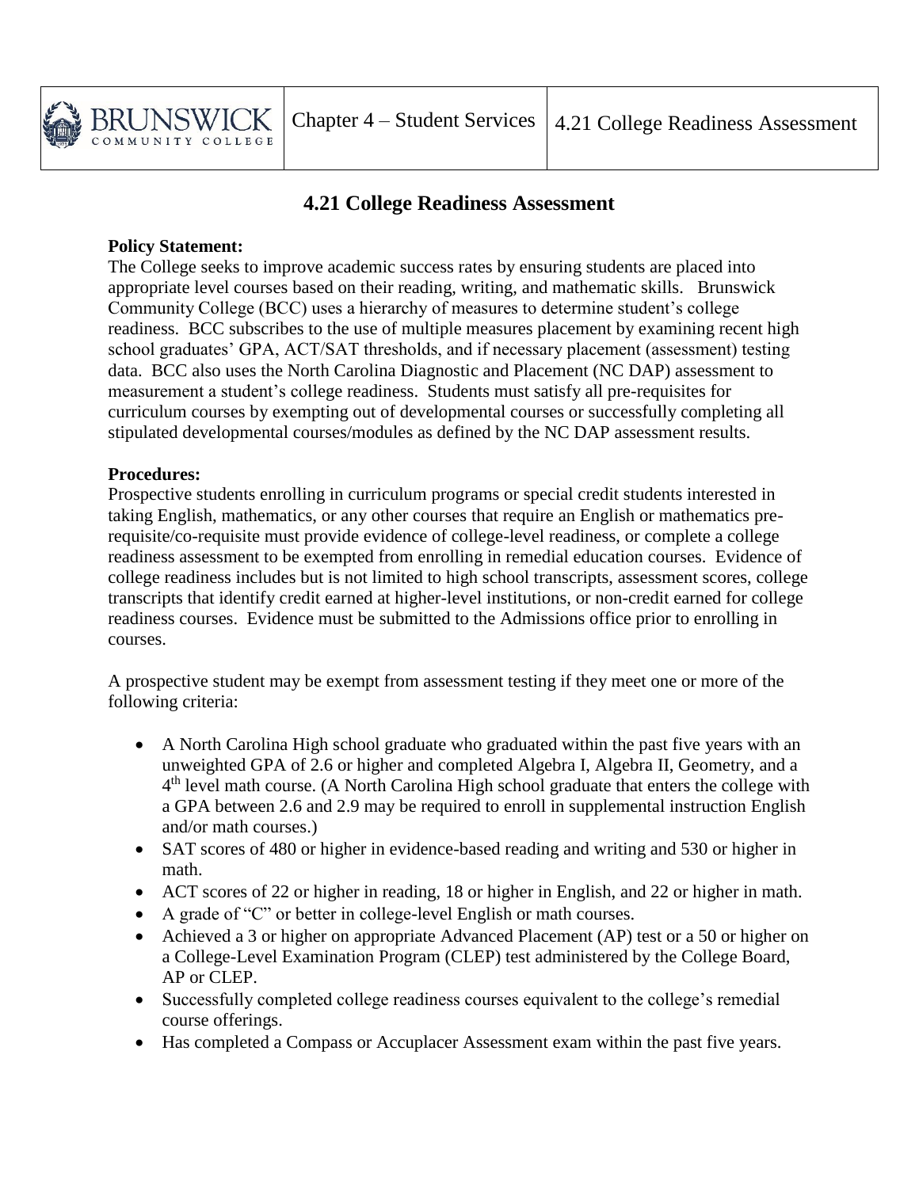# 4.21 College Readiness Assessment

**Policy Statement:**

The College seeks to improve academic success rates by ensuring students are placed into appropriate level courses based on their reading, writing, and mathematic skills. Brunswick Community College (BCC) uses a hierarchy of measures to determine student's college readiness. BCC subscribes to the use of multiple measures placement by examining recent high school graduates' GPA, ACT/SAT thresholds, and if necessary placement (assessment) testing data. BCC also uses the North Carolina Diagnostic and Placement (NC DAP) assessment to measurement a student's college readiness. Students must satisfy all pre-requisites for curriculum courses by exempting out of developmental courses or successfully completing all stipulated developmental courses/modules as defined by the NC DAP assessment results.

**Procedures:**

Prospective students enrolling in curriculum programs or special credit students interested in taking English, mathematics, or any other courses that require an English or mathematics pre-requisite/co-requisite must provide evidence of college-level readiness, or complete a college readiness assessment to be exempted from enrolling in remedial education courses. Evidence of college readiness includes but is not limited to high school transcripts, assessment scores, college transcripts that identify credit earned at higher-level institutions, or non-credit earned for college readiness courses. Evidence must be submitted to the Admissions office prior to enrolling in courses.

A prospective student may be exempt from assessment testing if they meet one or more of the following criteria:

- A North Carolina High school graduate who graduated within the past five years with an unweighted GPA of 2.6 or higher and completed Algebra I, Algebra II, Geometry, and a 4th level math course. (A North Carolina High school graduate that enters the college with a GPA between 2.6 and 2.9 may be required to enroll in supplemental instruction English and/or math courses.)
- SAT scores of 480 or higher in evidence-based reading and writing and 530 or higher in math.
- ACT scores of 22 or higher in reading, 18 or higher in English, and 22 or higher in math.
- A grade of "C" or better in college-level English or math courses.
- Achieved a 3 or higher on appropriate Advanced Placement (AP) test or a 50 or higher on a College-Level Examination Program (CLEP) test administered by the College Board, AP or CLEP.
- Successfully completed college readiness courses equivalent to the college's remedial course offerings.
- Has completed a Compass or Accuplacer Assessment exam within the past five years.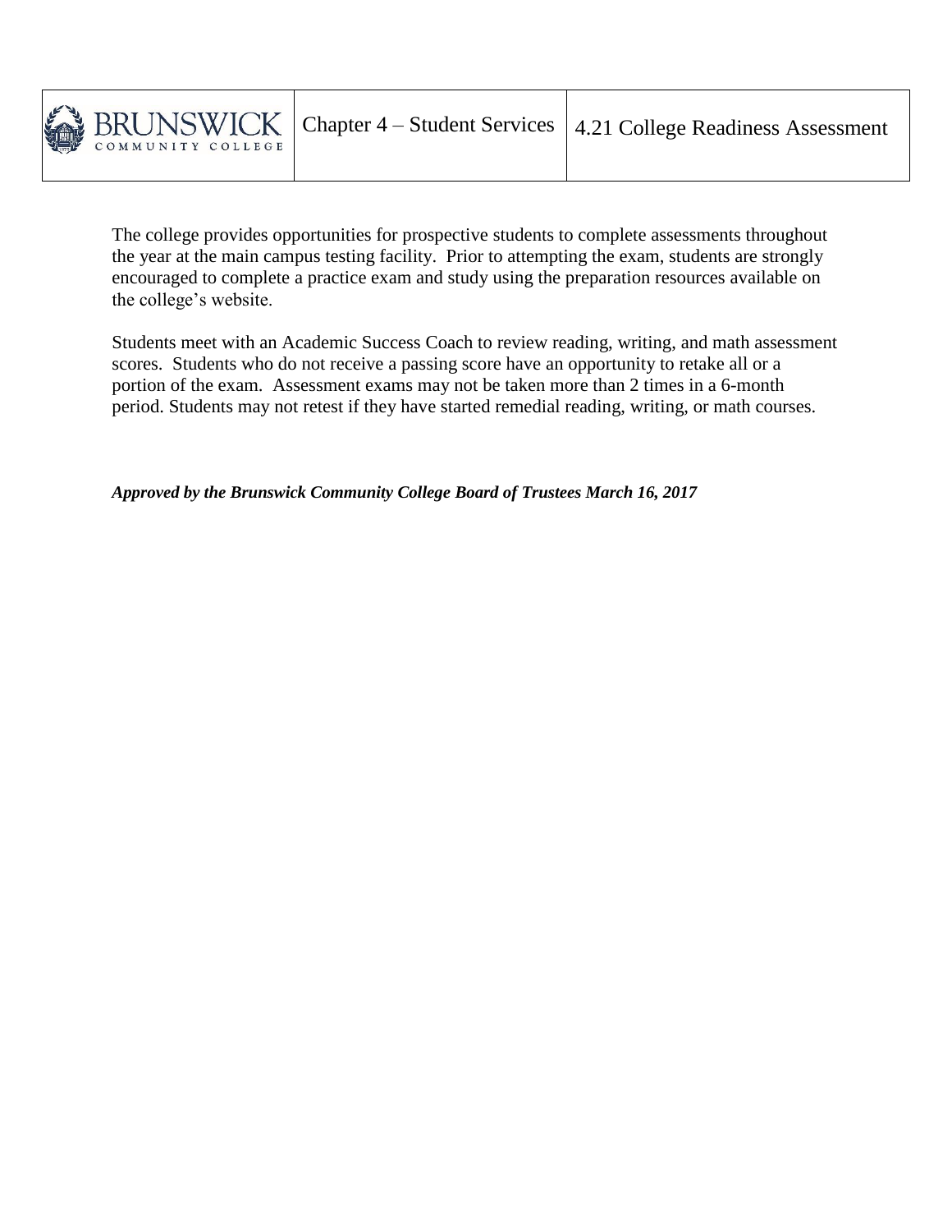The college provides opportunities for prospective students to complete assessments throughout the year at the main campus testing facility. Prior to attempting the exam, students are strongly encouraged to complete a practice exam and study using the preparation resources available on the college's website.

Students meet with an Academic Success Coach to review reading, writing, and math assessment scores. Students who do not receive a passing score have an opportunity to retake all or a portion of the exam. Assessment exams may not be taken more than 2 times in a 6-month period. Students may not retest if they have started remedial reading, writing, or math courses.

***Approved by the Brunswick Community College Board of Trustees March 16, 2017***